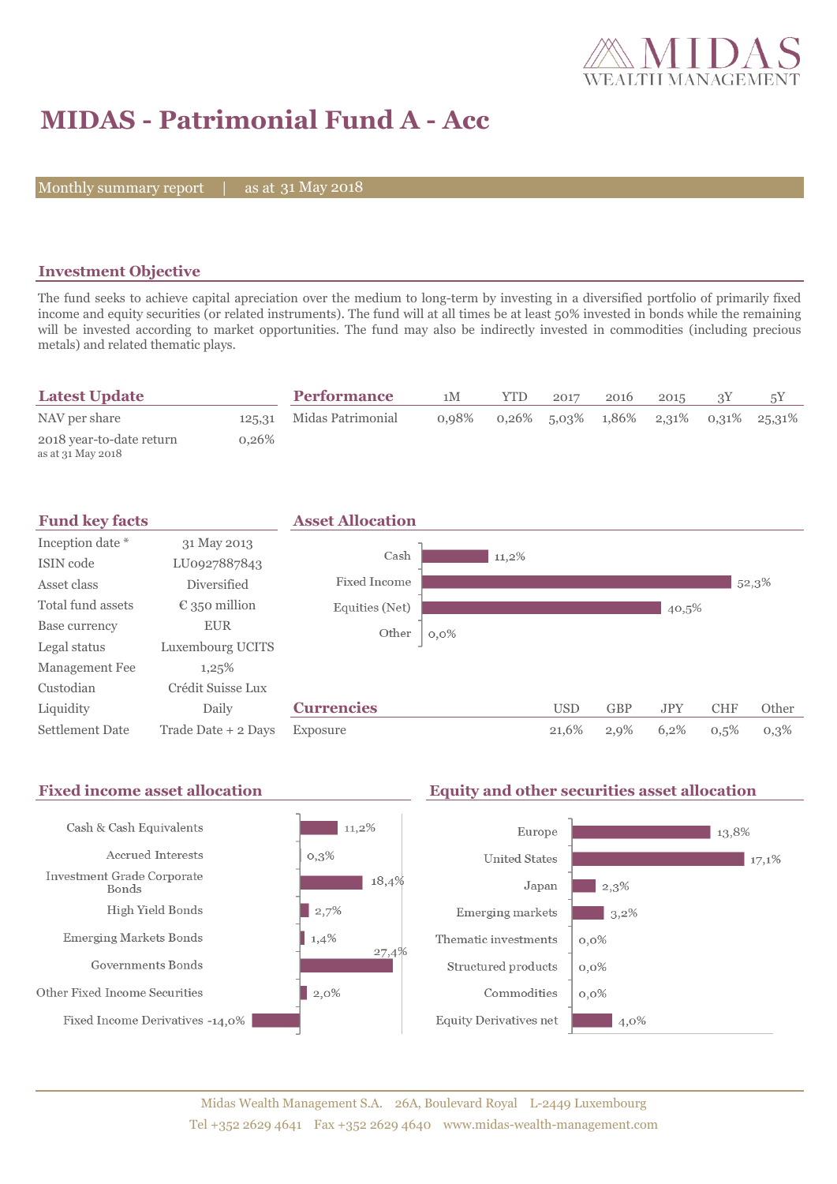# MIDAS - Patrimonial Fund A - Acc

Monthly summary report | as at 31 May 2018

## Investment Objective

The fund seeks to achieve capital apreciation over the medium to long-term by investing in a diversified portfolio of primarily fixed income and equity securities (or related instruments). The fund will at all times be at least 50% invested in bonds while the remaining will be invested according to market opportunities. The fund may also be indirectly invested in commodities (including precious metals) and related thematic plays.

## Latest Update

| | |
|---|---|
| NAV per share | 125,31 |
| 2018 year-to-date return<br>as at 31 May 2018 | 0,26% |

## Performance

| | 1M | YTD | 2017 | 2016 | 2015 | 3Y | 5Y |
|---|---|---|---|---|---|---|---|
| Midas Patrimonial | 0,98% | 0,26% | 5,03% | 1,86% | 2,31% | 0,31% | 25,31% |

## Fund key facts

| | |
|---|---|
| Inception date * | 31 May 2013 |
| ISIN code | LU0927887843 |
| Asset class | Diversified |
| Total fund assets | € 350 million |
| Base currency | EUR |
| Legal status | Luxembourg UCITS |
| Management Fee | 1,25% |
| Custodian | Crédit Suisse Lux |
| Liquidity | Daily |
| Settlement Date | Trade Date + 2 Days |

## Asset Allocation

| | |
|---|---|
| Cash | 11,2% |
| Fixed Income | 52,3% |
| Equities (Net) | 40,5% |
| Other | 0,0% |

## Currencies

| | USD | GBP | JPY | CHF | Other |
|---|---|---|---|---|---|
| Exposure | 21,6% | 2,9% | 6,2% | 0,5% | 0,3% |

## Fixed income asset allocation

| | |
|---|---|
| Cash & Cash Equivalents | 11,2% |
| Accrued Interests | 0,3% |
| Investment Grade Corporate Bonds | 18,4% |
| High Yield Bonds | 2,7% |
| Emerging Markets Bonds | 1,4% |
| Governments Bonds | 27,4% |
| Other Fixed Income Securities | 2,0% |
| Fixed Income Derivatives | -14,0% |

## Equity and other securities asset allocation

| | |
|---|---|
| Europe | 13,8% |
| United States | 17,1% |
| Japan | 2,3% |
| Emerging markets | 3,2% |
| Thematic investments | 0,0% |
| Structured products | 0,0% |
| Commodities | 0,0% |
| Equity Derivatives net | 4,0% |

Midas Wealth Management S.A. 26A, Boulevard Royal L-2449 Luxembourg
Tel +352 2629 4641 Fax +352 2629 4640 www.midas-wealth-management.com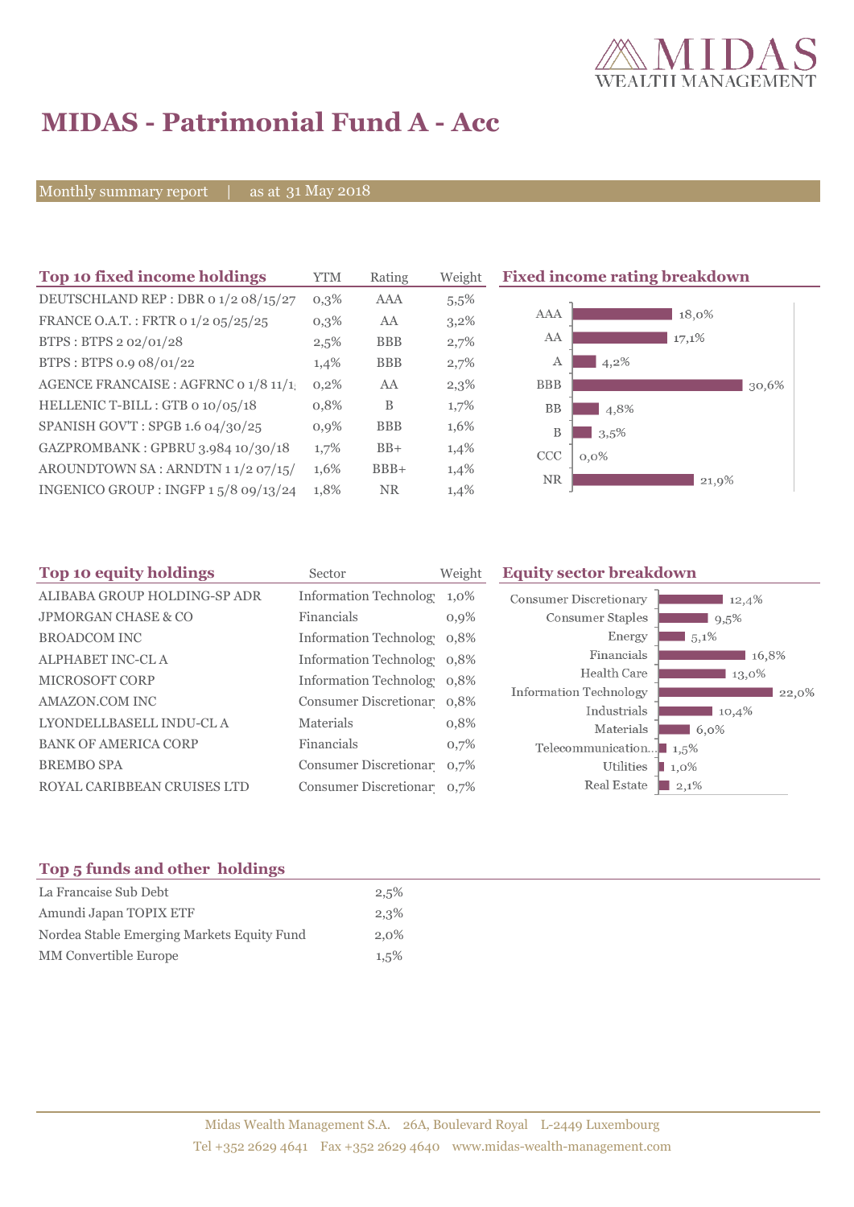# MIDAS - Patrimonial Fund A - Acc

Monthly summary report | as at 31 May 2018

## Top 10 fixed income holdings

| Top 10 fixed income holdings | YTM | Rating | Weight |
|---|---|---|---|
| DEUTSCHLAND REP : DBR 0 1/2 08/15/27 | 0,3% | AAA | 5,5% |
| FRANCE O.A.T. : FRTR 0 1/2 05/25/25 | 0,3% | AA | 3,2% |
| BTPS : BTPS 2 02/01/28 | 2,5% | BBB | 2,7% |
| BTPS : BTPS 0.9 08/01/22 | 1,4% | BBB | 2,7% |
| AGENCE FRANCAISE : AGFRNC 0 1/8 11/1 | 0,2% | AA | 2,3% |
| HELLENIC T-BILL : GTB 0 10/05/18 | 0,8% | B | 1,7% |
| SPANISH GOV'T : SPGB 1.6 04/30/25 | 0,9% | BBB | 1,6% |
| GAZPROMBANK : GPBRU 3.984 10/30/18 | 1,7% | BB+ | 1,4% |
| AROUNDTOWN SA : ARNDTN 1 1/2 07/15/ | 1,6% | BBB+ | 1,4% |
| INGENICO GROUP : INGFP 1 5/8 09/13/24 | 1,8% | NR | 1,4% |

## Fixed income rating breakdown

| Rating | Weight |
|---|---|
| AAA | 18,0% |
| AA | 17,1% |
| A | 4,2% |
| BBB | 30,6% |
| BB | 4,8% |
| B | 3,5% |
| CCC | 0,0% |
| NR | 21,9% |

## Top 10 equity holdings

| Top 10 equity holdings | Sector | Weight |
|---|---|---|
| ALIBABA GROUP HOLDING-SP ADR | Information Technology | 1,0% |
| JPMORGAN CHASE & CO | Financials | 0,9% |
| BROADCOM INC | Information Technology | 0,8% |
| ALPHABET INC-CL A | Information Technology | 0,8% |
| MICROSOFT CORP | Information Technology | 0,8% |
| AMAZON.COM INC | Consumer Discretionary | 0,8% |
| LYONDELLBASELL INDU-CL A | Materials | 0,8% |
| BANK OF AMERICA CORP | Financials | 0,7% |
| BREMBO SPA | Consumer Discretionary | 0,7% |
| ROYAL CARIBBEAN CRUISES LTD | Consumer Discretionary | 0,7% |

## Equity sector breakdown

| Sector | Weight |
|---|---|
| Consumer Discretionary | 12,4% |
| Consumer Staples | 9,5% |
| Energy | 5,1% |
| Financials | 16,8% |
| Health Care | 13,0% |
| Information Technology | 22,0% |
| Industrials | 10,4% |
| Materials | 6,0% |
| Telecommunication... | 1,5% |
| Utilities | 1,0% |
| Real Estate | 2,1% |

## Top 5 funds and other holdings

| Top 5 funds and other holdings | Weight |
|---|---|
| La Francaise Sub Debt | 2,5% |
| Amundi Japan TOPIX ETF | 2,3% |
| Nordea Stable Emerging Markets Equity Fund | 2,0% |
| MM Convertible Europe | 1,5% |

Midas Wealth Management S.A. 26A, Boulevard Royal L-2449 Luxembourg
Tel +352 2629 4641 Fax +352 2629 4640 www.midas-wealth-management.com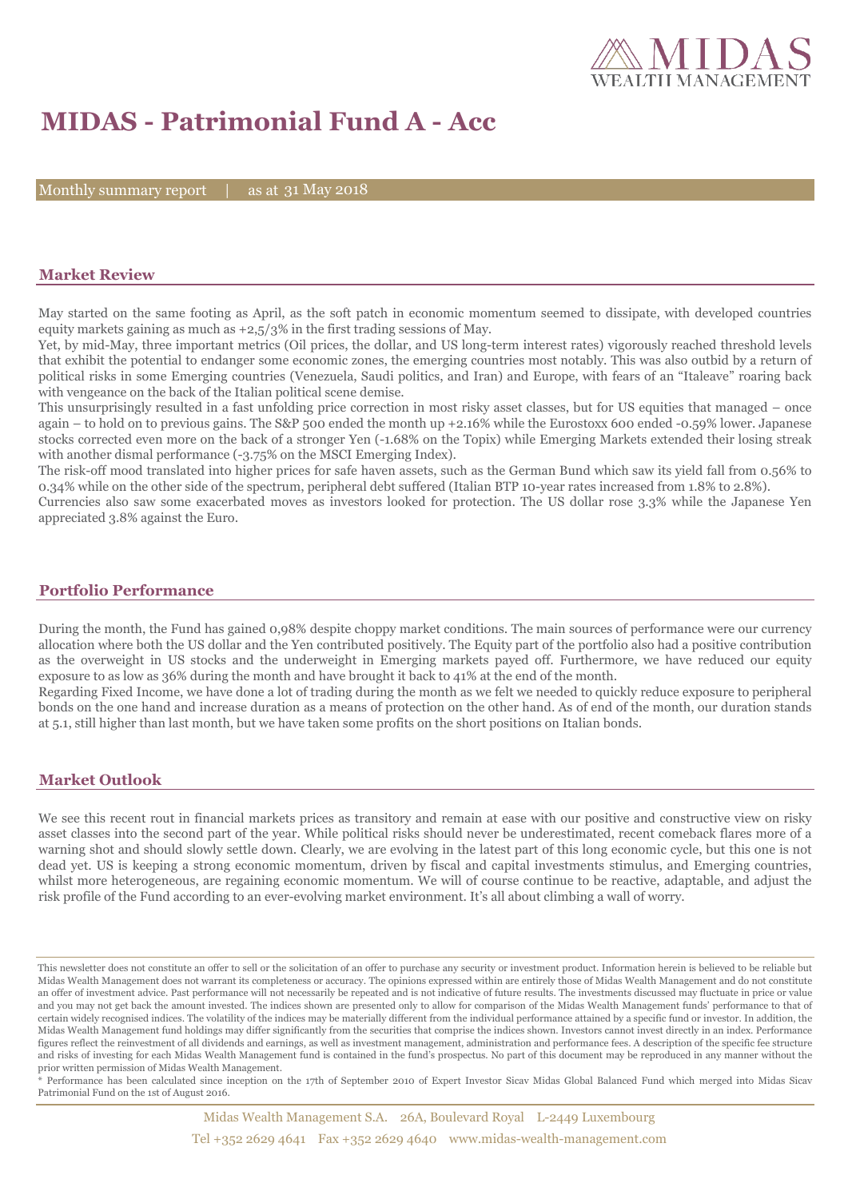# MIDAS - Patrimonial Fund A - Acc

Monthly summary report | as at 31 May 2018

## Market Review

May started on the same footing as April, as the soft patch in economic momentum seemed to dissipate, with developed countries equity markets gaining as much as +2,5/3% in the first trading sessions of May.

Yet, by mid-May, three important metrics (Oil prices, the dollar, and US long-term interest rates) vigorously reached threshold levels that exhibit the potential to endanger some economic zones, the emerging countries most notably. This was also outbid by a return of political risks in some Emerging countries (Venezuela, Saudi politics, and Iran) and Europe, with fears of an "Italeave" roaring back with vengeance on the back of the Italian political scene demise.

This unsurprisingly resulted in a fast unfolding price correction in most risky asset classes, but for US equities that managed – once again – to hold on to previous gains. The S&P 500 ended the month up +2.16% while the Eurostoxx 600 ended -0.59% lower. Japanese stocks corrected even more on the back of a stronger Yen (-1.68% on the Topix) while Emerging Markets extended their losing streak with another dismal performance (-3.75% on the MSCI Emerging Index).

The risk-off mood translated into higher prices for safe haven assets, such as the German Bund which saw its yield fall from 0.56% to 0.34% while on the other side of the spectrum, peripheral debt suffered (Italian BTP 10-year rates increased from 1.8% to 2.8%).

Currencies also saw some exacerbated moves as investors looked for protection. The US dollar rose 3.3% while the Japanese Yen appreciated 3.8% against the Euro.

## Portfolio Performance

During the month, the Fund has gained 0,98% despite choppy market conditions. The main sources of performance were our currency allocation where both the US dollar and the Yen contributed positively. The Equity part of the portfolio also had a positive contribution as the overweight in US stocks and the underweight in Emerging markets payed off. Furthermore, we have reduced our equity exposure to as low as 36% during the month and have brought it back to 41% at the end of the month.

Regarding Fixed Income, we have done a lot of trading during the month as we felt we needed to quickly reduce exposure to peripheral bonds on the one hand and increase duration as a means of protection on the other hand. As of end of the month, our duration stands at 5.1, still higher than last month, but we have taken some profits on the short positions on Italian bonds.

## Market Outlook

We see this recent rout in financial markets prices as transitory and remain at ease with our positive and constructive view on risky asset classes into the second part of the year. While political risks should never be underestimated, recent comeback flares more of a warning shot and should slowly settle down. Clearly, we are evolving in the latest part of this long economic cycle, but this one is not dead yet. US is keeping a strong economic momentum, driven by fiscal and capital investments stimulus, and Emerging countries, whilst more heterogeneous, are regaining economic momentum. We will of course continue to be reactive, adaptable, and adjust the risk profile of the Fund according to an ever-evolving market environment. It's all about climbing a wall of worry.

This newsletter does not constitute an offer to sell or the solicitation of an offer to purchase any security or investment product. Information herein is believed to be reliable but Midas Wealth Management does not warrant its completeness or accuracy. The opinions expressed within are entirely those of Midas Wealth Management and do not constitute an offer of investment advice. Past performance will not necessarily be repeated and is not indicative of future results. The investments discussed may fluctuate in price or value and you may not get back the amount invested. The indices shown are presented only to allow for comparison of the Midas Wealth Management funds' performance to that of certain widely recognised indices. The volatility of the indices may be materially different from the individual performance attained by a specific fund or investor. In addition, the Midas Wealth Management fund holdings may differ significantly from the securities that comprise the indices shown. Investors cannot invest directly in an index. Performance figures reflect the reinvestment of all dividends and earnings, as well as investment management, administration and performance fees. A description of the specific fee structure and risks of investing for each Midas Wealth Management fund is contained in the fund's prospectus. No part of this document may be reproduced in any manner without the prior written permission of Midas Wealth Management.

* Performance has been calculated since inception on the 17th of September 2010 of Expert Investor Sicav Midas Global Balanced Fund which merged into Midas Sicav Patrimonial Fund on the 1st of August 2016.

Midas Wealth Management S.A. 26A, Boulevard Royal L-2449 Luxembourg

Tel +352 2629 4641 Fax +352 2629 4640 www.midas-wealth-management.com